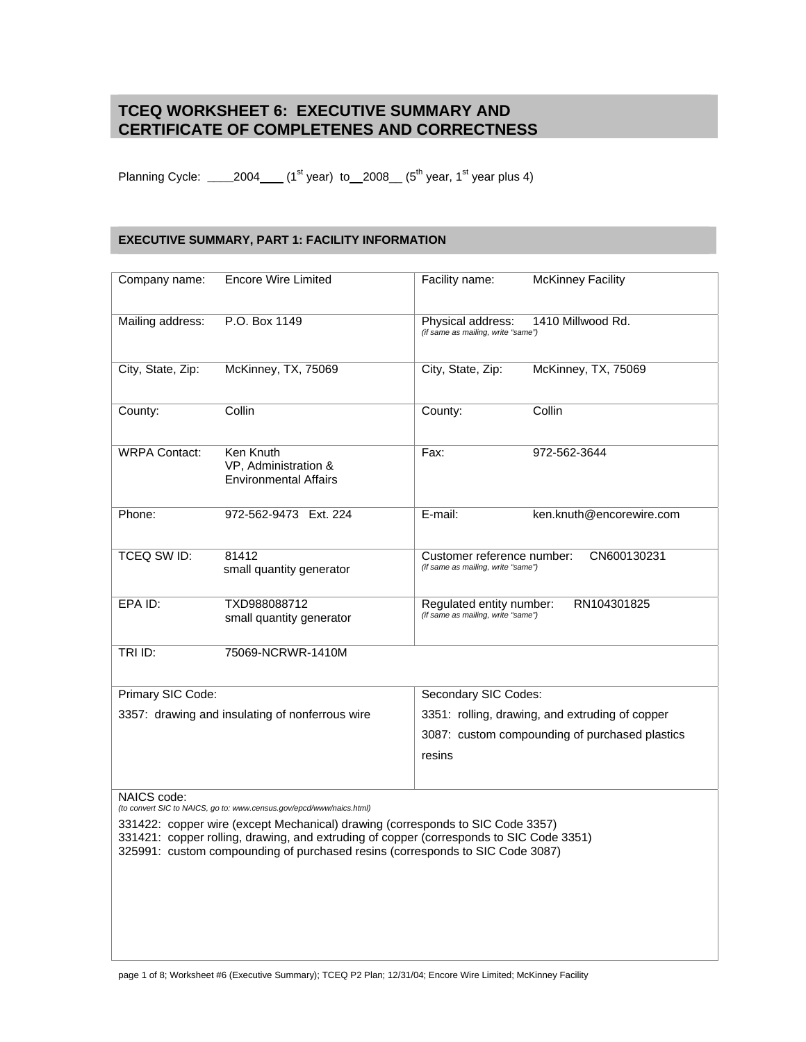# TCEQ WORKSHEET 6: EXECUTIVE SUMMARY AND CERTIFICATE OF COMPLETENES AND CORRECTNESS

Planning Cycle: ____2004____ (1st year) to __2008__ (5th year, 1st year plus 4)

## EXECUTIVE SUMMARY, PART 1: FACILITY INFORMATION

| | | | |
|---|---|---|---|
| Company name: | Encore Wire Limited | Facility name: | McKinney Facility |
| Mailing address: | P.O. Box 1149 | Physical address: *(if same as mailing, write "same")* | 1410 Millwood Rd. |
| City, State, Zip: | McKinney, TX, 75069 | City, State, Zip: | McKinney, TX, 75069 |
| County: | Collin | County: | Collin |
| WRPA Contact: | Ken Knuth<br>VP, Administration &<br>Environmental Affairs | Fax: | 972-562-3644 |
| Phone: | 972-562-9473 Ext. 224 | E-mail: | ken.knuth@encorewire.com |
| TCEQ SW ID: | 81412<br>small quantity generator | Customer reference number: *(if same as mailing, write "same")* | CN600130231 |
| EPA ID: | TXD988088712<br>small quantity generator | Regulated entity number: *(if same as mailing, write "same")* | RN104301825 |
| TRI ID: | 75069-NCRWR-1410M | | |

| Primary SIC Code: | Secondary SIC Codes: |
|---|---|
| 3357: drawing and insulating of nonferrous wire | 3351: rolling, drawing, and extruding of copper<br>3087: custom compounding of purchased plastics resins |

NAICS code:
*(to convert SIC to NAICS, go to: www.census.gov/epcd/www/naics.html)*

331422: copper wire (except Mechanical) drawing (corresponds to SIC Code 3357)
331421: copper rolling, drawing, and extruding of copper (corresponds to SIC Code 3351)
325991: custom compounding of purchased resins (corresponds to SIC Code 3087)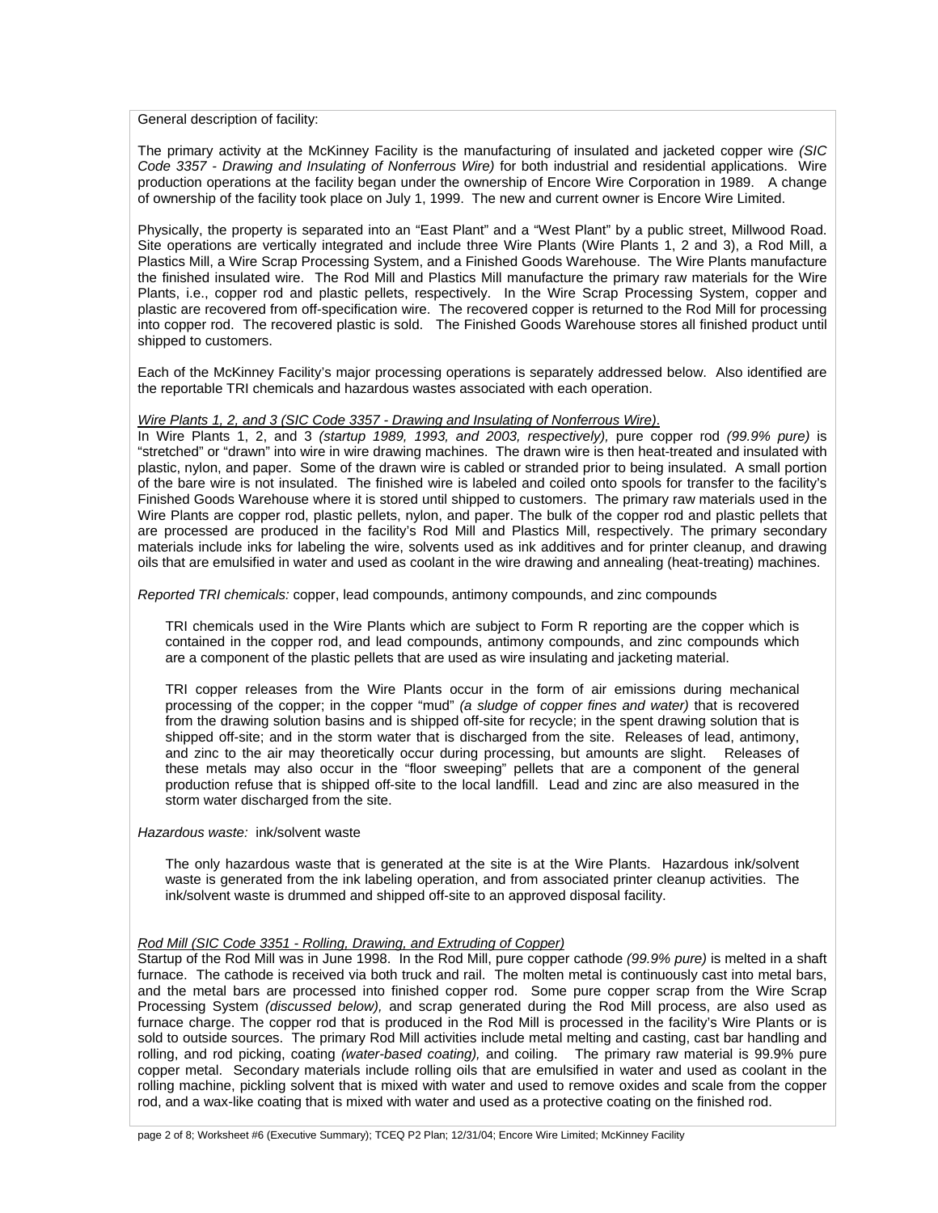General description of facility:

The primary activity at the McKinney Facility is the manufacturing of insulated and jacketed copper wire *(SIC Code 3357 - Drawing and Insulating of Nonferrous Wire)* for both industrial and residential applications. Wire production operations at the facility began under the ownership of Encore Wire Corporation in 1989. A change of ownership of the facility took place on July 1, 1999. The new and current owner is Encore Wire Limited.

Physically, the property is separated into an "East Plant" and a "West Plant" by a public street, Millwood Road. Site operations are vertically integrated and include three Wire Plants (Wire Plants 1, 2 and 3), a Rod Mill, a Plastics Mill, a Wire Scrap Processing System, and a Finished Goods Warehouse. The Wire Plants manufacture the finished insulated wire. The Rod Mill and Plastics Mill manufacture the primary raw materials for the Wire Plants, i.e., copper rod and plastic pellets, respectively. In the Wire Scrap Processing System, copper and plastic are recovered from off-specification wire. The recovered copper is returned to the Rod Mill for processing into copper rod. The recovered plastic is sold. The Finished Goods Warehouse stores all finished product until shipped to customers.

Each of the McKinney Facility's major processing operations is separately addressed below. Also identified are the reportable TRI chemicals and hazardous wastes associated with each operation.

*Wire Plants 1, 2, and 3 (SIC Code 3357 - Drawing and Insulating of Nonferrous Wire).*

In Wire Plants 1, 2, and 3 *(startup 1989, 1993, and 2003, respectively),* pure copper rod *(99.9% pure)* is "stretched" or "drawn" into wire in wire drawing machines. The drawn wire is then heat-treated and insulated with plastic, nylon, and paper. Some of the drawn wire is cabled or stranded prior to being insulated. A small portion of the bare wire is not insulated. The finished wire is labeled and coiled onto spools for transfer to the facility's Finished Goods Warehouse where it is stored until shipped to customers. The primary raw materials used in the Wire Plants are copper rod, plastic pellets, nylon, and paper. The bulk of the copper rod and plastic pellets that are processed are produced in the facility's Rod Mill and Plastics Mill, respectively. The primary secondary materials include inks for labeling the wire, solvents used as ink additives and for printer cleanup, and drawing oils that are emulsified in water and used as coolant in the wire drawing and annealing (heat-treating) machines.

*Reported TRI chemicals:* copper, lead compounds, antimony compounds, and zinc compounds

> TRI chemicals used in the Wire Plants which are subject to Form R reporting are the copper which is contained in the copper rod, and lead compounds, antimony compounds, and zinc compounds which are a component of the plastic pellets that are used as wire insulating and jacketing material.
>
> TRI copper releases from the Wire Plants occur in the form of air emissions during mechanical processing of the copper; in the copper "mud" *(a sludge of copper fines and water)* that is recovered from the drawing solution basins and is shipped off-site for recycle; in the spent drawing solution that is shipped off-site; and in the storm water that is discharged from the site. Releases of lead, antimony, and zinc to the air may theoretically occur during processing, but amounts are slight. Releases of these metals may also occur in the "floor sweeping" pellets that are a component of the general production refuse that is shipped off-site to the local landfill. Lead and zinc are also measured in the storm water discharged from the site.

*Hazardous waste:* ink/solvent waste

> The only hazardous waste that is generated at the site is at the Wire Plants. Hazardous ink/solvent waste is generated from the ink labeling operation, and from associated printer cleanup activities. The ink/solvent waste is drummed and shipped off-site to an approved disposal facility.

*Rod Mill (SIC Code 3351 - Rolling, Drawing, and Extruding of Copper)*

Startup of the Rod Mill was in June 1998. In the Rod Mill, pure copper cathode *(99.9% pure)* is melted in a shaft furnace. The cathode is received via both truck and rail. The molten metal is continuously cast into metal bars, and the metal bars are processed into finished copper rod. Some pure copper scrap from the Wire Scrap Processing System *(discussed below),* and scrap generated during the Rod Mill process, are also used as furnace charge. The copper rod that is produced in the Rod Mill is processed in the facility's Wire Plants or is sold to outside sources. The primary Rod Mill activities include metal melting and casting, cast bar handling and rolling, and rod picking, coating *(water-based coating),* and coiling. The primary raw material is 99.9% pure copper metal. Secondary materials include rolling oils that are emulsified in water and used as coolant in the rolling machine, pickling solvent that is mixed with water and used to remove oxides and scale from the copper rod, and a wax-like coating that is mixed with water and used as a protective coating on the finished rod.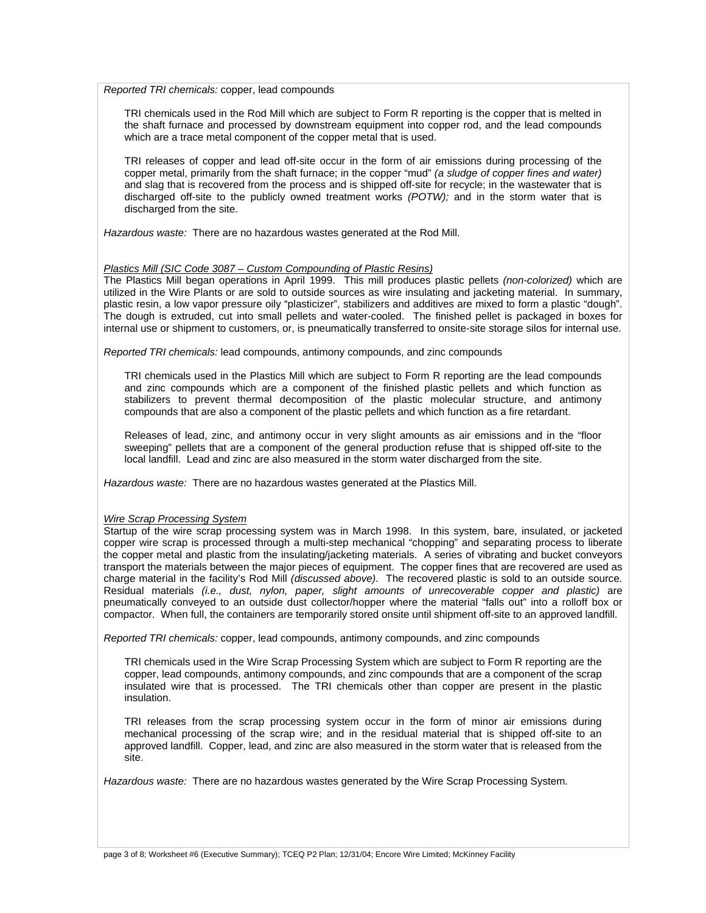*Reported TRI chemicals:* copper, lead compounds

> TRI chemicals used in the Rod Mill which are subject to Form R reporting is the copper that is melted in the shaft furnace and processed by downstream equipment into copper rod, and the lead compounds which are a trace metal component of the copper metal that is used.
>
> TRI releases of copper and lead off-site occur in the form of air emissions during processing of the copper metal, primarily from the shaft furnace; in the copper "mud" *(a sludge of copper fines and water)* and slag that is recovered from the process and is shipped off-site for recycle; in the wastewater that is discharged off-site to the publicly owned treatment works *(POTW);* and in the storm water that is discharged from the site.

*Hazardous waste:* There are no hazardous wastes generated at the Rod Mill.

*Plastics Mill (SIC Code 3087 – Custom Compounding of Plastic Resins)*

The Plastics Mill began operations in April 1999. This mill produces plastic pellets *(non-colorized)* which are utilized in the Wire Plants or are sold to outside sources as wire insulating and jacketing material. In summary, plastic resin, a low vapor pressure oily "plasticizer", stabilizers and additives are mixed to form a plastic "dough". The dough is extruded, cut into small pellets and water-cooled. The finished pellet is packaged in boxes for internal use or shipment to customers, or, is pneumatically transferred to onsite-site storage silos for internal use.

*Reported TRI chemicals:* lead compounds, antimony compounds, and zinc compounds

> TRI chemicals used in the Plastics Mill which are subject to Form R reporting are the lead compounds and zinc compounds which are a component of the finished plastic pellets and which function as stabilizers to prevent thermal decomposition of the plastic molecular structure, and antimony compounds that are also a component of the plastic pellets and which function as a fire retardant.
>
> Releases of lead, zinc, and antimony occur in very slight amounts as air emissions and in the "floor sweeping" pellets that are a component of the general production refuse that is shipped off-site to the local landfill. Lead and zinc are also measured in the storm water discharged from the site.

*Hazardous waste:* There are no hazardous wastes generated at the Plastics Mill.

*Wire Scrap Processing System*

Startup of the wire scrap processing system was in March 1998. In this system, bare, insulated, or jacketed copper wire scrap is processed through a multi-step mechanical "chopping" and separating process to liberate the copper metal and plastic from the insulating/jacketing materials. A series of vibrating and bucket conveyors transport the materials between the major pieces of equipment. The copper fines that are recovered are used as charge material in the facility's Rod Mill *(discussed above).* The recovered plastic is sold to an outside source. Residual materials *(i.e., dust, nylon, paper, slight amounts of unrecoverable copper and plastic)* are pneumatically conveyed to an outside dust collector/hopper where the material "falls out" into a rolloff box or compactor. When full, the containers are temporarily stored onsite until shipment off-site to an approved landfill.

*Reported TRI chemicals:* copper, lead compounds, antimony compounds, and zinc compounds

> TRI chemicals used in the Wire Scrap Processing System which are subject to Form R reporting are the copper, lead compounds, antimony compounds, and zinc compounds that are a component of the scrap insulated wire that is processed. The TRI chemicals other than copper are present in the plastic insulation.
>
> TRI releases from the scrap processing system occur in the form of minor air emissions during mechanical processing of the scrap wire; and in the residual material that is shipped off-site to an approved landfill. Copper, lead, and zinc are also measured in the storm water that is released from the site.

*Hazardous waste:* There are no hazardous wastes generated by the Wire Scrap Processing System.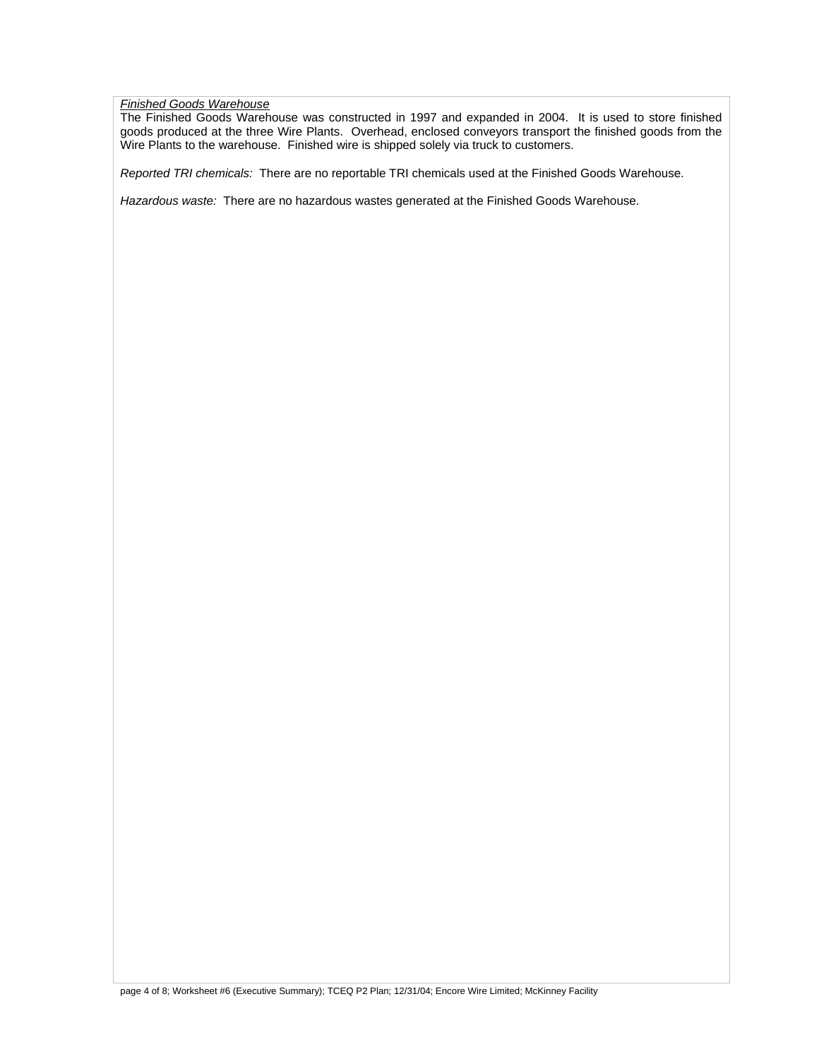*<u>Finished Goods Warehouse</u>*

The Finished Goods Warehouse was constructed in 1997 and expanded in 2004. It is used to store finished goods produced at the three Wire Plants. Overhead, enclosed conveyors transport the finished goods from the Wire Plants to the warehouse. Finished wire is shipped solely via truck to customers.

*Reported TRI chemicals:* There are no reportable TRI chemicals used at the Finished Goods Warehouse.

*Hazardous waste:* There are no hazardous wastes generated at the Finished Goods Warehouse.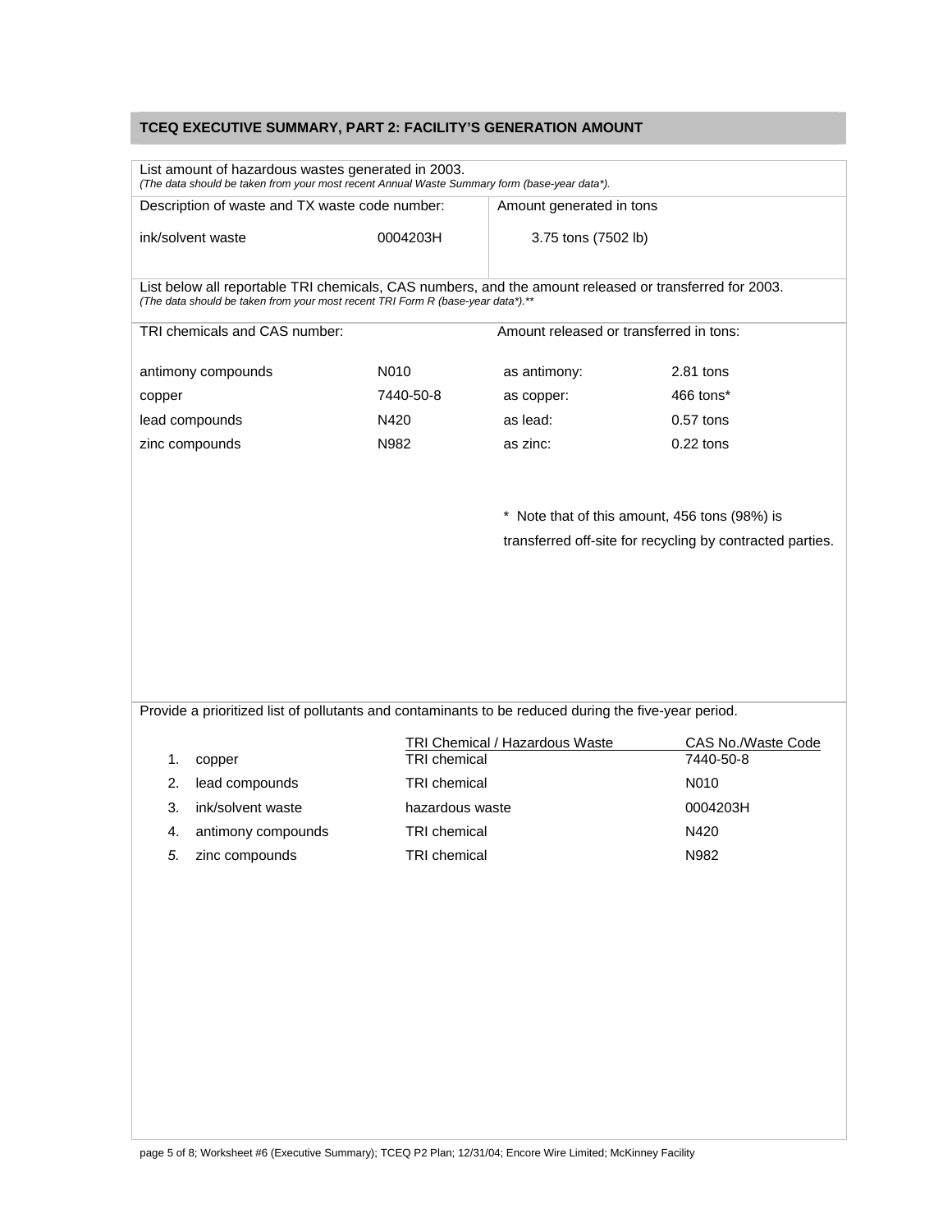## TCEQ EXECUTIVE SUMMARY, PART 2: FACILITY'S GENERATION AMOUNT

List amount of hazardous wastes generated in 2003.
*(The data should be taken from your most recent Annual Waste Summary form (base-year data\*).*

| Description of waste and TX waste code number: | | Amount generated in tons |
|---|---|---|
| ink/solvent waste | 0004203H | 3.75 tons (7502 lb) |

List below all reportable TRI chemicals, CAS numbers, and the amount released or transferred for 2003.
*(The data should be taken from your most recent TRI Form R (base-year data\*).\*\**

| TRI chemicals and CAS number: | | Amount released or transferred in tons: | |
|---|---|---|---|
| antimony compounds | N010 | as antimony: | 2.81 tons |
| copper | 7440-50-8 | as copper: | 466 tons* |
| lead compounds | N420 | as lead: | 0.57 tons |
| zinc compounds | N982 | as zinc: | 0.22 tons |

\* Note that of this amount, 456 tons (98%) is transferred off-site for recycling by contracted parties.

Provide a prioritized list of pollutants and contaminants to be reduced during the five-year period.

| | | TRI Chemical / Hazardous Waste | CAS No./Waste Code |
|---|---|---|---|
| 1. | copper | TRI chemical | 7440-50-8 |
| 2. | lead compounds | TRI chemical | N010 |
| 3. | ink/solvent waste | hazardous waste | 0004203H |
| 4. | antimony compounds | TRI chemical | N420 |
| 5. | zinc compounds | TRI chemical | N982 |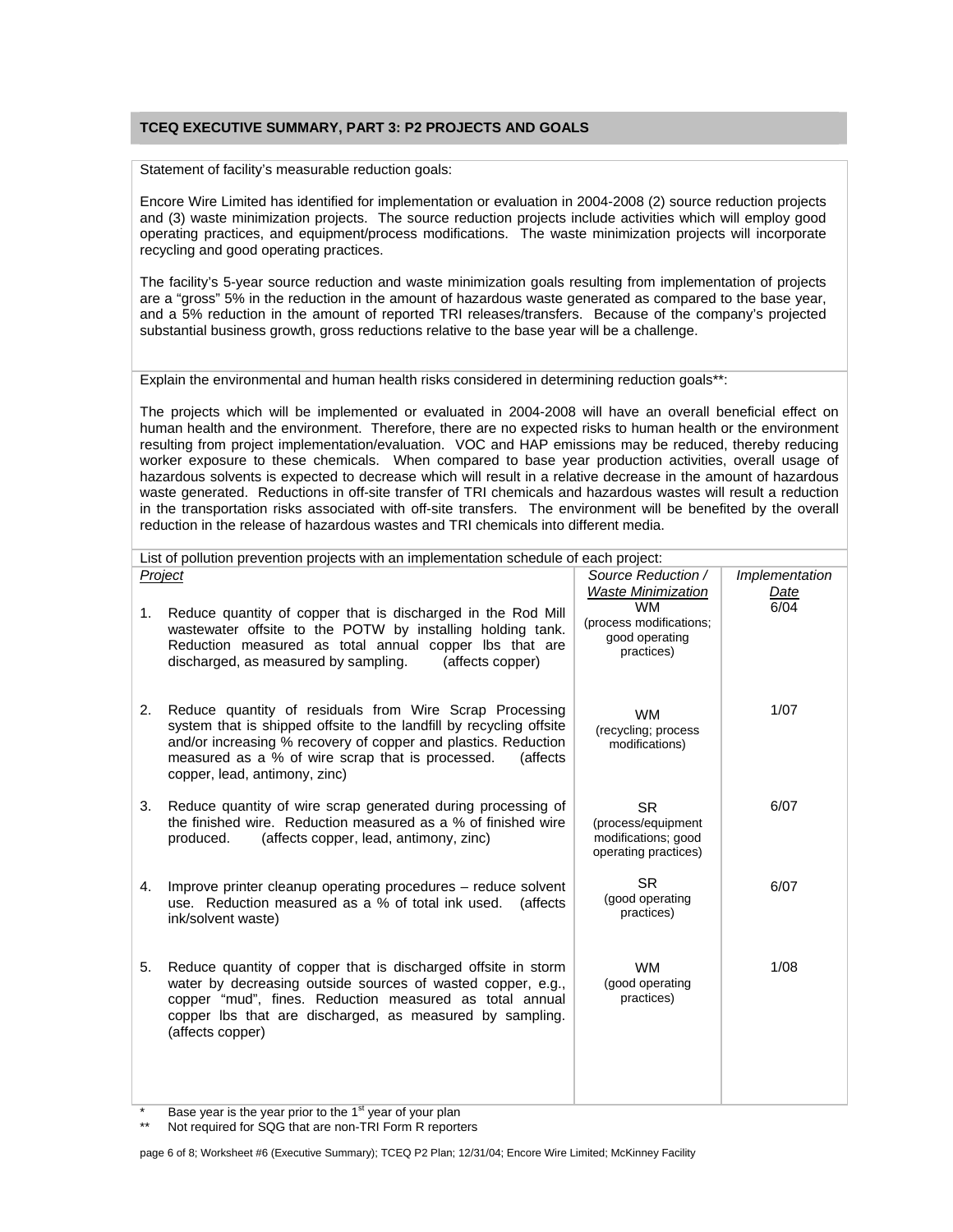## TCEQ EXECUTIVE SUMMARY, PART 3: P2 PROJECTS AND GOALS

Statement of facility's measurable reduction goals:

Encore Wire Limited has identified for implementation or evaluation in 2004-2008 (2) source reduction projects and (3) waste minimization projects. The source reduction projects include activities which will employ good operating practices, and equipment/process modifications. The waste minimization projects will incorporate recycling and good operating practices.

The facility's 5-year source reduction and waste minimization goals resulting from implementation of projects are a "gross" 5% in the reduction in the amount of hazardous waste generated as compared to the base year, and a 5% reduction in the amount of reported TRI releases/transfers. Because of the company's projected substantial business growth, gross reductions relative to the base year will be a challenge.

Explain the environmental and human health risks considered in determining reduction goals**:

The projects which will be implemented or evaluated in 2004-2008 will have an overall beneficial effect on human health and the environment. Therefore, there are no expected risks to human health or the environment resulting from project implementation/evaluation. VOC and HAP emissions may be reduced, thereby reducing worker exposure to these chemicals. When compared to base year production activities, overall usage of hazardous solvents is expected to decrease which will result in a relative decrease in the amount of hazardous waste generated. Reductions in off-site transfer of TRI chemicals and hazardous wastes will result a reduction in the transportation risks associated with off-site transfers. The environment will be benefited by the overall reduction in the release of hazardous wastes and TRI chemicals into different media.

List of pollution prevention projects with an implementation schedule of each project:

| *Project* | *Source Reduction / Waste Minimization* | *Implementation Date* |
|---|---|---|
| 1. Reduce quantity of copper that is discharged in the Rod Mill wastewater offsite to the POTW by installing holding tank. Reduction measured as total annual copper lbs that are discharged, as measured by sampling. (affects copper) | WM (process modifications; good operating practices) | 6/04 |
| 2. Reduce quantity of residuals from Wire Scrap Processing system that is shipped offsite to the landfill by recycling offsite and/or increasing % recovery of copper and plastics. Reduction measured as a % of wire scrap that is processed. (affects copper, lead, antimony, zinc) | WM (recycling; process modifications) | 1/07 |
| 3. Reduce quantity of wire scrap generated during processing of the finished wire. Reduction measured as a % of finished wire produced. (affects copper, lead, antimony, zinc) | SR (process/equipment modifications; good operating practices) | 6/07 |
| 4. Improve printer cleanup operating procedures – reduce solvent use. Reduction measured as a % of total ink used. (affects ink/solvent waste) | SR (good operating practices) | 6/07 |
| 5. Reduce quantity of copper that is discharged offsite in storm water by decreasing outside sources of wasted copper, e.g., copper "mud", fines. Reduction measured as total annual copper lbs that are discharged, as measured by sampling. (affects copper) | WM (good operating practices) | 1/08 |

\* Base year is the year prior to the 1st year of your plan

\*\* Not required for SQG that are non-TRI Form R reporters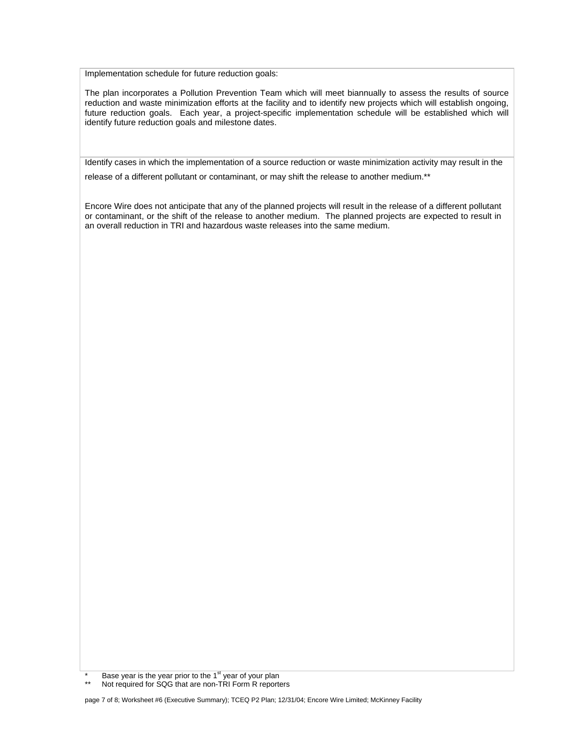Implementation schedule for future reduction goals:

The plan incorporates a Pollution Prevention Team which will meet biannually to assess the results of source reduction and waste minimization efforts at the facility and to identify new projects which will establish ongoing, future reduction goals. Each year, a project-specific implementation schedule will be established which will identify future reduction goals and milestone dates.

Identify cases in which the implementation of a source reduction or waste minimization activity may result in the release of a different pollutant or contaminant, or may shift the release to another medium.**

Encore Wire does not anticipate that any of the planned projects will result in the release of a different pollutant or contaminant, or the shift of the release to another medium. The planned projects are expected to result in an overall reduction in TRI and hazardous waste releases into the same medium.

\* Base year is the year prior to the 1st year of your plan

** Not required for SQG that are non-TRI Form R reporters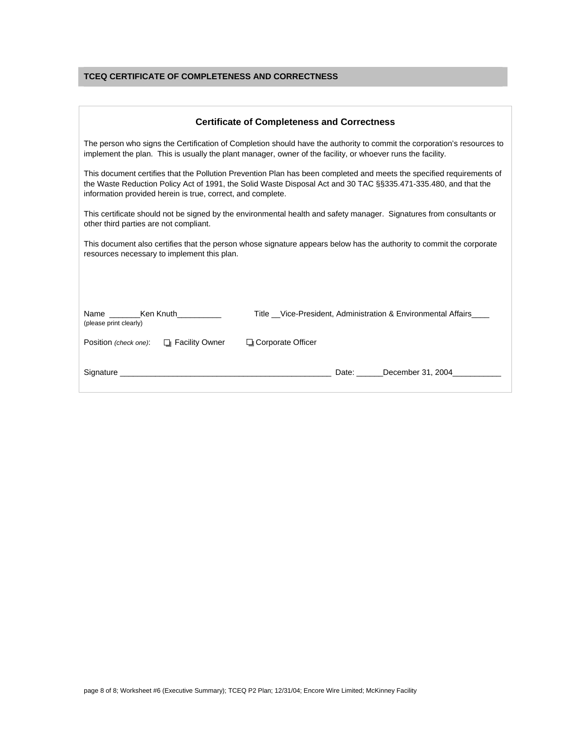## TCEQ CERTIFICATE OF COMPLETENESS AND CORRECTNESS

### Certificate of Completeness and Correctness

The person who signs the Certification of Completion should have the authority to commit the corporation's resources to implement the plan. This is usually the plant manager, owner of the facility, or whoever runs the facility.

This document certifies that the Pollution Prevention Plan has been completed and meets the specified requirements of the Waste Reduction Policy Act of 1991, the Solid Waste Disposal Act and 30 TAC §§335.471-335.480, and that the information provided herein is true, correct, and complete.

This certificate should not be signed by the environmental health and safety manager. Signatures from consultants or other third parties are not compliant.

This document also certifies that the person whose signature appears below has the authority to commit the corporate resources necessary to implement this plan.

Name _______Ken Knuth__________ Title __Vice-President, Administration & Environmental Affairs____
(please print clearly)

Position *(check one)*: ☐ Facility Owner ☐ Corporate Officer

Signature ________________________________________________ Date: ______December 31, 2004___________